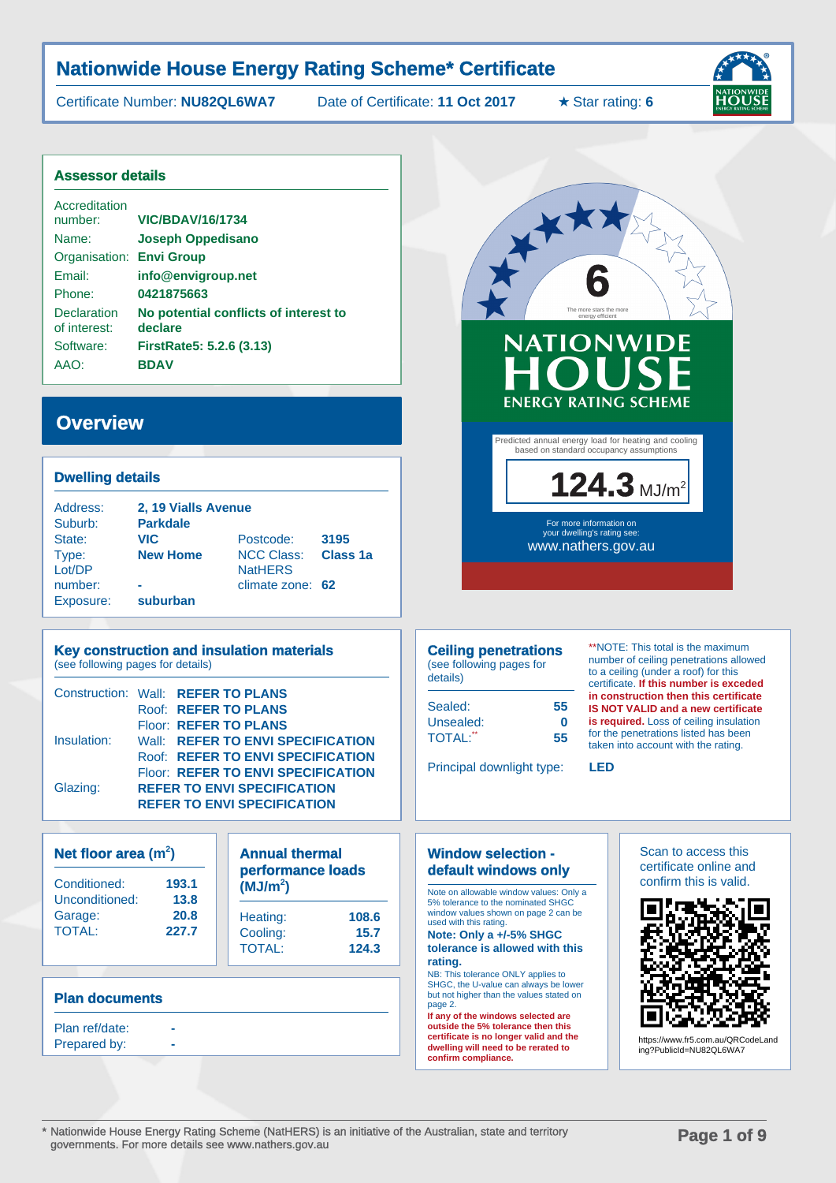# Nationwide House Energy Rating Scheme* Certificate

Certificate Number: **NU82QL6WA7** Date of Certificate: **11 Oct 2017** ★ Star rating: **6**

## Assessor details

| | |
|---|---|
| Accreditation number: | **VIC/BDAV/16/1734** |
| Name: | **Joseph Oppedisano** |
| Organisation: | **Envi Group** |
| Email: | **info@envigroup.net** |
| Phone: | **0421875663** |
| Declaration of interest: | **No potential conflicts of interest to declare** |
| Software: | **FirstRate5: 5.2.6 (3.13)** |
| AAO: | **BDAV** |

6

The more stars the more energy efficient

NATIONWIDE HOUSE ENERGY RATING SCHEME

Predicted annual energy load for heating and cooling based on standard occupancy assumptions

**124.3** MJ/m²

For more information on your dwelling's rating see: www.nathers.gov.au

## Overview

### Dwelling details

| | | | |
|---|---|---|---|
| Address: | **2, 19 Vialls Avenue** | | |
| Suburb: | **Parkdale** | | |
| State: | **VIC** | Postcode: | **3195** |
| Type: | **New Home** | NCC Class: | **Class 1a** |
| Lot/DP number: | **-** | NatHERS climate zone: | **62** |
| Exposure: | **suburban** | | |

### Key construction and insulation materials

(see following pages for details)

| | | |
|---|---|---|
| Construction: | Wall: | **REFER TO PLANS** |
| | Roof: | **REFER TO PLANS** |
| | Floor: | **REFER TO PLANS** |
| Insulation: | Wall: | **REFER TO ENVI SPECIFICATION** |
| | Roof: | **REFER TO ENVI SPECIFICATION** |
| | Floor: | **REFER TO ENVI SPECIFICATION** |
| Glazing: | **REFER TO ENVI SPECIFICATION** | |
| | **REFER TO ENVI SPECIFICATION** | |

### Ceiling penetrations

(see following pages for details)

| | |
|---|---|
| Sealed: | **55** |
| Unsealed: | **0** |
| TOTAL:** | **55** |

Principal downlight type: **LED**

**NOTE: This total is the maximum number of ceiling penetrations allowed to a ceiling (under a roof) for this certificate. **If this number is exceded in construction then this certificate IS NOT VALID and a new certificate is required.** Loss of ceiling insulation for the penetrations listed has been taken into account with the rating.

### Net floor area (m²)

| | |
|---|---|
| Conditioned: | **193.1** |
| Unconditioned: | **13.8** |
| Garage: | **20.8** |
| TOTAL: | **227.7** |

### Annual thermal performance loads (MJ/m²)

| | |
|---|---|
| Heating: | **108.6** |
| Cooling: | **15.7** |
| TOTAL: | **124.3** |

### Window selection - default windows only

Note on allowable window values: Only a 5% tolerance to the nominated SHGC window values shown on page 2 can be used with this rating.

**Note: Only a +/-5% SHGC tolerance is allowed with this rating.**

NB: This tolerance ONLY applies to SHGC, the U-value can always be lower but not higher than the values stated on page 2.

**If any of the windows selected are outside the 5% tolerance then this certificate is no longer valid and the dwelling will need to be rerated to confirm compliance.**

Scan to access this certificate online and confirm this is valid.

https://www.fr5.com.au/QRCodeLanding?PublicId=NU82QL6WA7

### Plan documents

| | |
|---|---|
| Plan ref/date: | - |
| Prepared by: | - |

\* Nationwide House Energy Rating Scheme (NatHERS) is an initiative of the Australian, state and territory governments. For more details see www.nathers.gov.au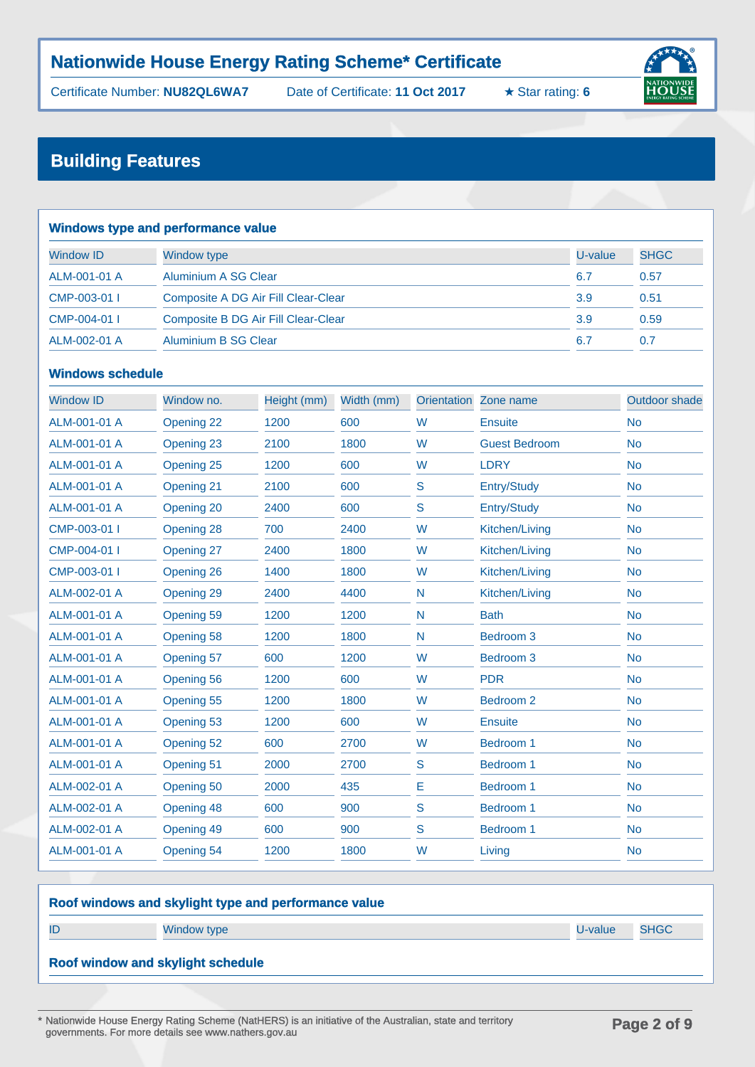# Nationwide House Energy Rating Scheme* Certificate

Certificate Number: **NU82QL6WA7** Date of Certificate: **11 Oct 2017** ★ Star rating: **6**

## Building Features

### Windows type and performance value

| Window ID | Window type | U-value | SHGC |
|---|---|---|---|
| ALM-001-01 A | Aluminium A SG Clear | 6.7 | 0.57 |
| CMP-003-01 I | Composite A DG Air Fill Clear-Clear | 3.9 | 0.51 |
| CMP-004-01 I | Composite B DG Air Fill Clear-Clear | 3.9 | 0.59 |
| ALM-002-01 A | Aluminium B SG Clear | 6.7 | 0.7 |

### Windows schedule

| Window ID | Window no. | Height (mm) | Width (mm) | Orientation | Zone name | Outdoor shade |
|---|---|---|---|---|---|---|
| ALM-001-01 A | Opening 22 | 1200 | 600 | W | Ensuite | No |
| ALM-001-01 A | Opening 23 | 2100 | 1800 | W | Guest Bedroom | No |
| ALM-001-01 A | Opening 25 | 1200 | 600 | W | LDRY | No |
| ALM-001-01 A | Opening 21 | 2100 | 600 | S | Entry/Study | No |
| ALM-001-01 A | Opening 20 | 2400 | 600 | S | Entry/Study | No |
| CMP-003-01 I | Opening 28 | 700 | 2400 | W | Kitchen/Living | No |
| CMP-004-01 I | Opening 27 | 2400 | 1800 | W | Kitchen/Living | No |
| CMP-003-01 I | Opening 26 | 1400 | 1800 | W | Kitchen/Living | No |
| ALM-002-01 A | Opening 29 | 2400 | 4400 | N | Kitchen/Living | No |
| ALM-001-01 A | Opening 59 | 1200 | 1200 | N | Bath | No |
| ALM-001-01 A | Opening 58 | 1200 | 1800 | N | Bedroom 3 | No |
| ALM-001-01 A | Opening 57 | 600 | 1200 | W | Bedroom 3 | No |
| ALM-001-01 A | Opening 56 | 1200 | 600 | W | PDR | No |
| ALM-001-01 A | Opening 55 | 1200 | 1800 | W | Bedroom 2 | No |
| ALM-001-01 A | Opening 53 | 1200 | 600 | W | Ensuite | No |
| ALM-001-01 A | Opening 52 | 600 | 2700 | W | Bedroom 1 | No |
| ALM-001-01 A | Opening 51 | 2000 | 2700 | S | Bedroom 1 | No |
| ALM-002-01 A | Opening 50 | 2000 | 435 | E | Bedroom 1 | No |
| ALM-002-01 A | Opening 48 | 600 | 900 | S | Bedroom 1 | No |
| ALM-002-01 A | Opening 49 | 600 | 900 | S | Bedroom 1 | No |
| ALM-001-01 A | Opening 54 | 1200 | 1800 | W | Living | No |

### Roof windows and skylight type and performance value

| ID | Window type | U-value | SHGC |
|---|---|---|---|

### Roof window and skylight schedule

* Nationwide House Energy Rating Scheme (NatHERS) is an initiative of the Australian, state and territory governments. For more details see www.nathers.gov.au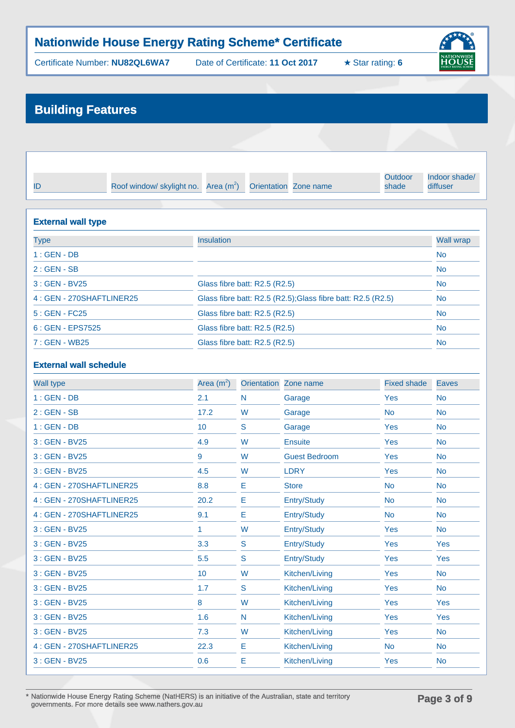## Nationwide House Energy Rating Scheme* Certificate

Certificate Number: **NU82QL6WA7** Date of Certificate: **11 Oct 2017** ★ Star rating: **6**

# Building Features

| ID | Roof window/ skylight no. | Area (m$^2$) | Orientation | Zone name | Outdoor shade | Indoor shade/ diffuser |
|---|---|---|---|---|---|---|

### External wall type

| Type | Insulation | Wall wrap |
|---|---|---|
| 1 : GEN - DB | | No |
| 2 : GEN - SB | | No |
| 3 : GEN - BV25 | Glass fibre batt: R2.5 (R2.5) | No |
| 4 : GEN - 270SHAFTLINER25 | Glass fibre batt: R2.5 (R2.5);Glass fibre batt: R2.5 (R2.5) | No |
| 5 : GEN - FC25 | Glass fibre batt: R2.5 (R2.5) | No |
| 6 : GEN - EPS7525 | Glass fibre batt: R2.5 (R2.5) | No |
| 7 : GEN - WB25 | Glass fibre batt: R2.5 (R2.5) | No |

### External wall schedule

| Wall type | Area (m$^2$) | Orientation | Zone name | Fixed shade | Eaves |
|---|---|---|---|---|---|
| 1 : GEN - DB | 2.1 | N | Garage | Yes | No |
| 2 : GEN - SB | 17.2 | W | Garage | No | No |
| 1 : GEN - DB | 10 | S | Garage | Yes | No |
| 3 : GEN - BV25 | 4.9 | W | Ensuite | Yes | No |
| 3 : GEN - BV25 | 9 | W | Guest Bedroom | Yes | No |
| 3 : GEN - BV25 | 4.5 | W | LDRY | Yes | No |
| 4 : GEN - 270SHAFTLINER25 | 8.8 | E | Store | No | No |
| 4 : GEN - 270SHAFTLINER25 | 20.2 | E | Entry/Study | No | No |
| 4 : GEN - 270SHAFTLINER25 | 9.1 | E | Entry/Study | No | No |
| 3 : GEN - BV25 | 1 | W | Entry/Study | Yes | No |
| 3 : GEN - BV25 | 3.3 | S | Entry/Study | Yes | Yes |
| 3 : GEN - BV25 | 5.5 | S | Entry/Study | Yes | Yes |
| 3 : GEN - BV25 | 10 | W | Kitchen/Living | Yes | No |
| 3 : GEN - BV25 | 1.7 | S | Kitchen/Living | Yes | No |
| 3 : GEN - BV25 | 8 | W | Kitchen/Living | Yes | Yes |
| 3 : GEN - BV25 | 1.6 | N | Kitchen/Living | Yes | Yes |
| 3 : GEN - BV25 | 7.3 | W | Kitchen/Living | Yes | No |
| 4 : GEN - 270SHAFTLINER25 | 22.3 | E | Kitchen/Living | No | No |
| 3 : GEN - BV25 | 0.6 | E | Kitchen/Living | Yes | No |

\* Nationwide House Energy Rating Scheme (NatHERS) is an initiative of the Australian, state and territory governments. For more details see www.nathers.gov.au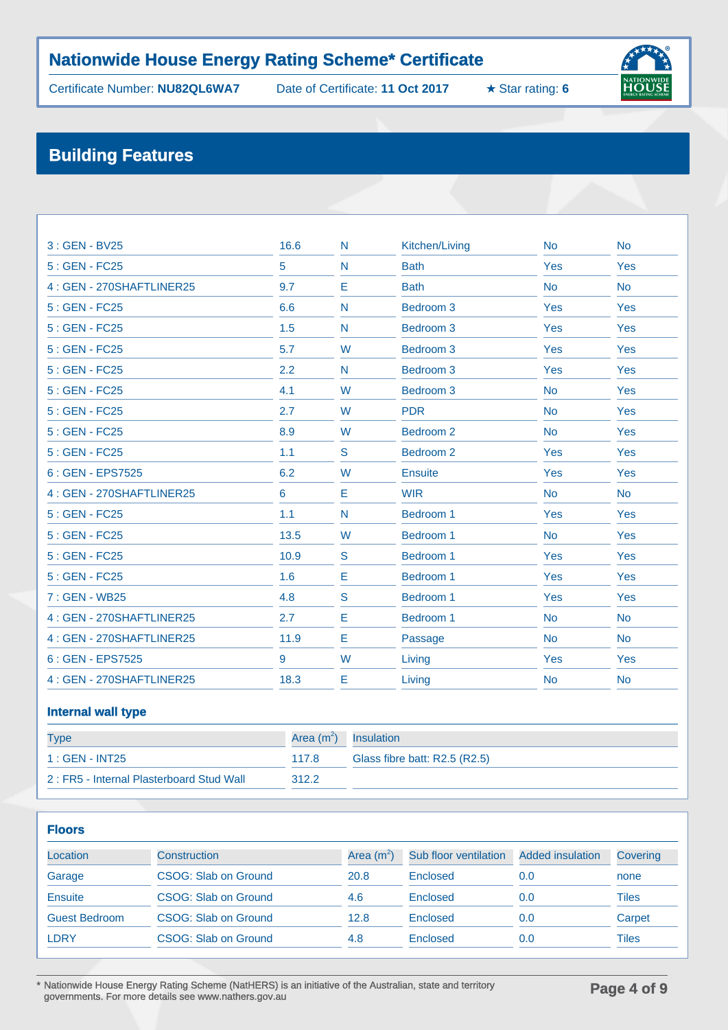## Nationwide House Energy Rating Scheme* Certificate

Certificate Number: **NU82QL6WA7** Date of Certificate: **11 Oct 2017** ★ Star rating: **6**

## Building Features

| | | | | | |
|---|---|---|---|---|---|
| 3 : GEN - BV25 | 16.6 | N | Kitchen/Living | No | No |
| 5 : GEN - FC25 | 5 | N | Bath | Yes | Yes |
| 4 : GEN - 270SHAFTLINER25 | 9.7 | E | Bath | No | No |
| 5 : GEN - FC25 | 6.6 | N | Bedroom 3 | Yes | Yes |
| 5 : GEN - FC25 | 1.5 | N | Bedroom 3 | Yes | Yes |
| 5 : GEN - FC25 | 5.7 | W | Bedroom 3 | Yes | Yes |
| 5 : GEN - FC25 | 2.2 | N | Bedroom 3 | Yes | Yes |
| 5 : GEN - FC25 | 4.1 | W | Bedroom 3 | No | Yes |
| 5 : GEN - FC25 | 2.7 | W | PDR | No | Yes |
| 5 : GEN - FC25 | 8.9 | W | Bedroom 2 | No | Yes |
| 5 : GEN - FC25 | 1.1 | S | Bedroom 2 | Yes | Yes |
| 6 : GEN - EPS7525 | 6.2 | W | Ensuite | Yes | Yes |
| 4 : GEN - 270SHAFTLINER25 | 6 | E | WIR | No | No |
| 5 : GEN - FC25 | 1.1 | N | Bedroom 1 | Yes | Yes |
| 5 : GEN - FC25 | 13.5 | W | Bedroom 1 | No | Yes |
| 5 : GEN - FC25 | 10.9 | S | Bedroom 1 | Yes | Yes |
| 5 : GEN - FC25 | 1.6 | E | Bedroom 1 | Yes | Yes |
| 7 : GEN - WB25 | 4.8 | S | Bedroom 1 | Yes | Yes |
| 4 : GEN - 270SHAFTLINER25 | 2.7 | E | Bedroom 1 | No | No |
| 4 : GEN - 270SHAFTLINER25 | 11.9 | E | Passage | No | No |
| 6 : GEN - EPS7525 | 9 | W | Living | Yes | Yes |
| 4 : GEN - 270SHAFTLINER25 | 18.3 | E | Living | No | No |

### Internal wall type

| Type | Area (m²) | Insulation |
|---|---|---|
| 1 : GEN - INT25 | 117.8 | Glass fibre batt: R2.5 (R2.5) |
| 2 : FR5 - Internal Plasterboard Stud Wall | 312.2 | |

### Floors

| Location | Construction | Area (m²) | Sub floor ventilation | Added insulation | Covering |
|---|---|---|---|---|---|
| Garage | CSOG: Slab on Ground | 20.8 | Enclosed | 0.0 | none |
| Ensuite | CSOG: Slab on Ground | 4.6 | Enclosed | 0.0 | Tiles |
| Guest Bedroom | CSOG: Slab on Ground | 12.8 | Enclosed | 0.0 | Carpet |
| LDRY | CSOG: Slab on Ground | 4.8 | Enclosed | 0.0 | Tiles |

* Nationwide House Energy Rating Scheme (NatHERS) is an initiative of the Australian, state and territory governments. For more details see www.nathers.gov.au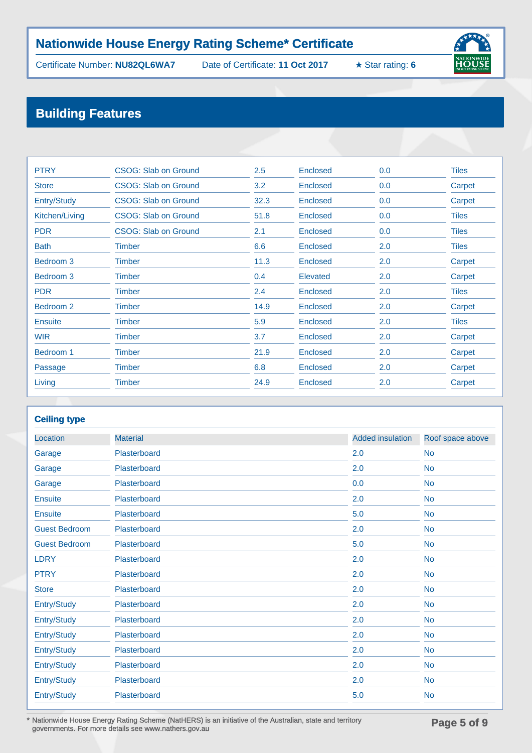# Nationwide House Energy Rating Scheme* Certificate

Certificate Number: **NU82QL6WA7** Date of Certificate: **11 Oct 2017** ★ Star rating: **6**

## Building Features

| | | | | | |
|---|---|---|---|---|---|
| PTRY | CSOG: Slab on Ground | 2.5 | Enclosed | 0.0 | Tiles |
| Store | CSOG: Slab on Ground | 3.2 | Enclosed | 0.0 | Carpet |
| Entry/Study | CSOG: Slab on Ground | 32.3 | Enclosed | 0.0 | Carpet |
| Kitchen/Living | CSOG: Slab on Ground | 51.8 | Enclosed | 0.0 | Tiles |
| PDR | CSOG: Slab on Ground | 2.1 | Enclosed | 0.0 | Tiles |
| Bath | Timber | 6.6 | Enclosed | 2.0 | Tiles |
| Bedroom 3 | Timber | 11.3 | Enclosed | 2.0 | Carpet |
| Bedroom 3 | Timber | 0.4 | Elevated | 2.0 | Carpet |
| PDR | Timber | 2.4 | Enclosed | 2.0 | Tiles |
| Bedroom 2 | Timber | 14.9 | Enclosed | 2.0 | Carpet |
| Ensuite | Timber | 5.9 | Enclosed | 2.0 | Tiles |
| WIR | Timber | 3.7 | Enclosed | 2.0 | Carpet |
| Bedroom 1 | Timber | 21.9 | Enclosed | 2.0 | Carpet |
| Passage | Timber | 6.8 | Enclosed | 2.0 | Carpet |
| Living | Timber | 24.9 | Enclosed | 2.0 | Carpet |

### Ceiling type

| Location | Material | Added insulation | Roof space above |
|---|---|---|---|
| Garage | Plasterboard | 2.0 | No |
| Garage | Plasterboard | 2.0 | No |
| Garage | Plasterboard | 0.0 | No |
| Ensuite | Plasterboard | 2.0 | No |
| Ensuite | Plasterboard | 5.0 | No |
| Guest Bedroom | Plasterboard | 2.0 | No |
| Guest Bedroom | Plasterboard | 5.0 | No |
| LDRY | Plasterboard | 2.0 | No |
| PTRY | Plasterboard | 2.0 | No |
| Store | Plasterboard | 2.0 | No |
| Entry/Study | Plasterboard | 2.0 | No |
| Entry/Study | Plasterboard | 2.0 | No |
| Entry/Study | Plasterboard | 2.0 | No |
| Entry/Study | Plasterboard | 2.0 | No |
| Entry/Study | Plasterboard | 2.0 | No |
| Entry/Study | Plasterboard | 2.0 | No |
| Entry/Study | Plasterboard | 5.0 | No |

* Nationwide House Energy Rating Scheme (NatHERS) is an initiative of the Australian, state and territory governments. For more details see www.nathers.gov.au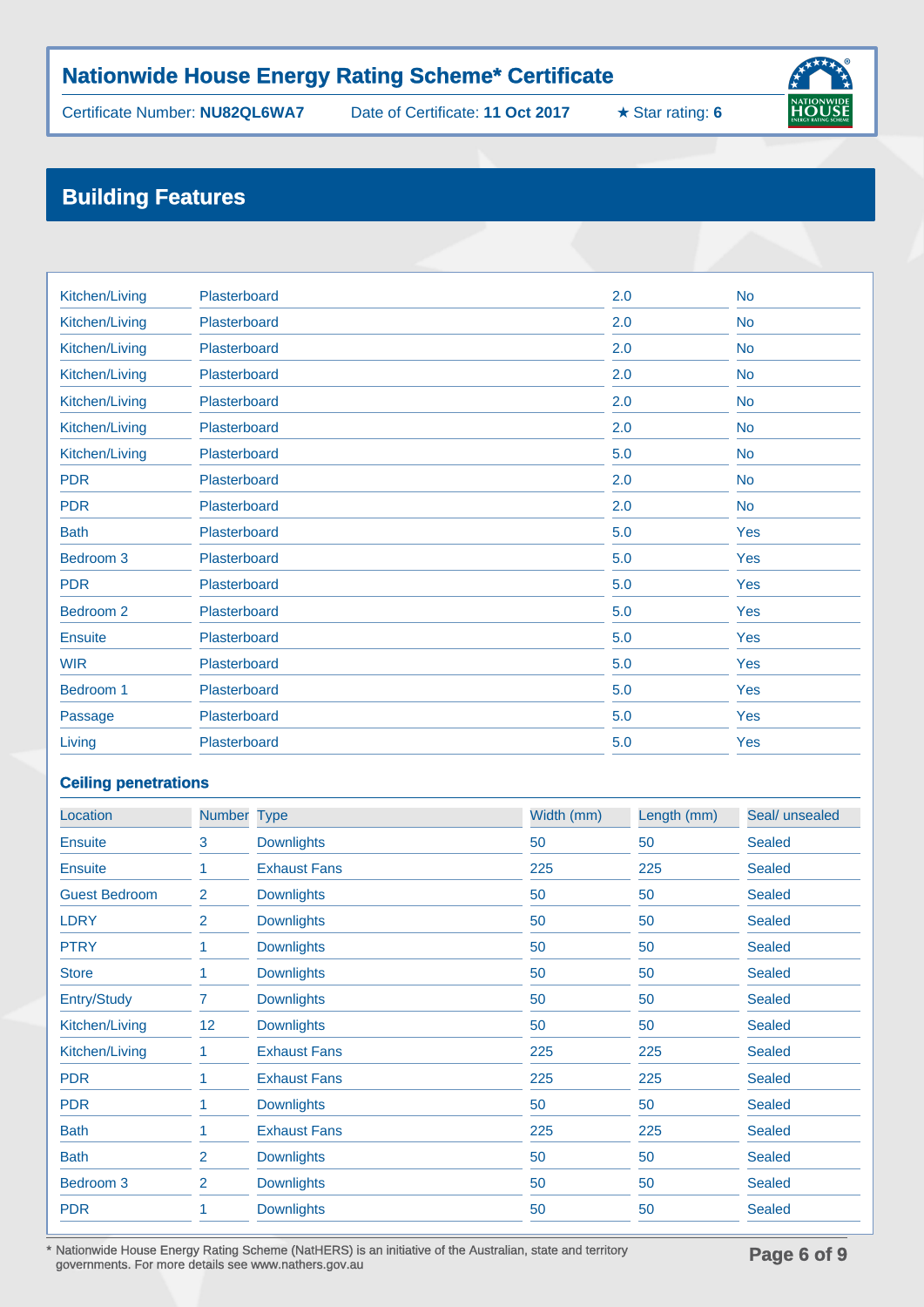# Nationwide House Energy Rating Scheme* Certificate

Certificate Number: **NU82QL6WA7** Date of Certificate: **11 Oct 2017** ★ Star rating: **6**

## Building Features

| | | | |
|---|---|---|---|
| Kitchen/Living | Plasterboard | 2.0 | No |
| Kitchen/Living | Plasterboard | 2.0 | No |
| Kitchen/Living | Plasterboard | 2.0 | No |
| Kitchen/Living | Plasterboard | 2.0 | No |
| Kitchen/Living | Plasterboard | 2.0 | No |
| Kitchen/Living | Plasterboard | 2.0 | No |
| Kitchen/Living | Plasterboard | 5.0 | No |
| PDR | Plasterboard | 2.0 | No |
| PDR | Plasterboard | 2.0 | No |
| Bath | Plasterboard | 5.0 | Yes |
| Bedroom 3 | Plasterboard | 5.0 | Yes |
| PDR | Plasterboard | 5.0 | Yes |
| Bedroom 2 | Plasterboard | 5.0 | Yes |
| Ensuite | Plasterboard | 5.0 | Yes |
| WIR | Plasterboard | 5.0 | Yes |
| Bedroom 1 | Plasterboard | 5.0 | Yes |
| Passage | Plasterboard | 5.0 | Yes |
| Living | Plasterboard | 5.0 | Yes |

### Ceiling penetrations

| Location | Number | Type | Width (mm) | Length (mm) | Seal/ unsealed |
|---|---|---|---|---|---|
| Ensuite | 3 | Downlights | 50 | 50 | Sealed |
| Ensuite | 1 | Exhaust Fans | 225 | 225 | Sealed |
| Guest Bedroom | 2 | Downlights | 50 | 50 | Sealed |
| LDRY | 2 | Downlights | 50 | 50 | Sealed |
| PTRY | 1 | Downlights | 50 | 50 | Sealed |
| Store | 1 | Downlights | 50 | 50 | Sealed |
| Entry/Study | 7 | Downlights | 50 | 50 | Sealed |
| Kitchen/Living | 12 | Downlights | 50 | 50 | Sealed |
| Kitchen/Living | 1 | Exhaust Fans | 225 | 225 | Sealed |
| PDR | 1 | Exhaust Fans | 225 | 225 | Sealed |
| PDR | 1 | Downlights | 50 | 50 | Sealed |
| Bath | 1 | Exhaust Fans | 225 | 225 | Sealed |
| Bath | 2 | Downlights | 50 | 50 | Sealed |
| Bedroom 3 | 2 | Downlights | 50 | 50 | Sealed |
| PDR | 1 | Downlights | 50 | 50 | Sealed |

* Nationwide House Energy Rating Scheme (NatHERS) is an initiative of the Australian, state and territory governments. For more details see www.nathers.gov.au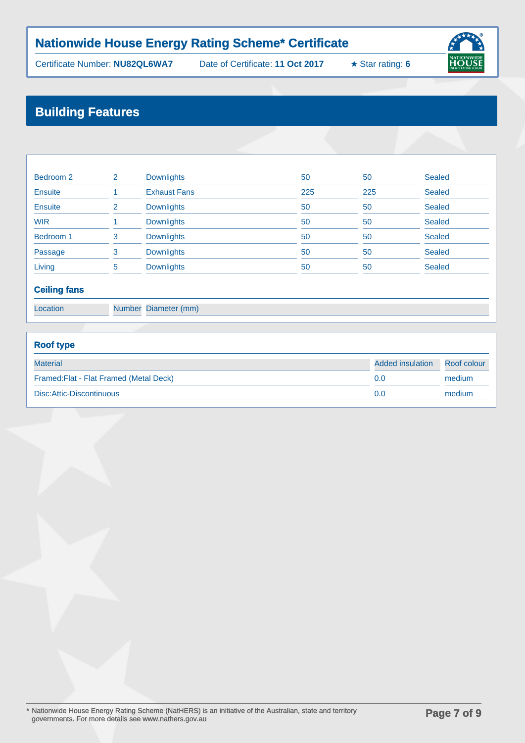## Nationwide House Energy Rating Scheme* Certificate

Certificate Number: **NU82QL6WA7** Date of Certificate: **11 Oct 2017** ★ Star rating: **6**

## Building Features

| | | | | | |
|---|---|---|---|---|---|
| Bedroom 2 | 2 | Downlights | 50 | 50 | Sealed |
| Ensuite | 1 | Exhaust Fans | 225 | 225 | Sealed |
| Ensuite | 2 | Downlights | 50 | 50 | Sealed |
| WIR | 1 | Downlights | 50 | 50 | Sealed |
| Bedroom 1 | 3 | Downlights | 50 | 50 | Sealed |
| Passage | 3 | Downlights | 50 | 50 | Sealed |
| Living | 5 | Downlights | 50 | 50 | Sealed |

### Ceiling fans

| Location | Number | Diameter (mm) |
|---|---|---|

### Roof type

| Material | Added insulation | Roof colour |
|---|---|---|
| Framed:Flat - Flat Framed (Metal Deck) | 0.0 | medium |
| Disc:Attic-Discontinuous | 0.0 | medium |

* Nationwide House Energy Rating Scheme (NatHERS) is an initiative of the Australian, state and territory governments. For more details see www.nathers.gov.au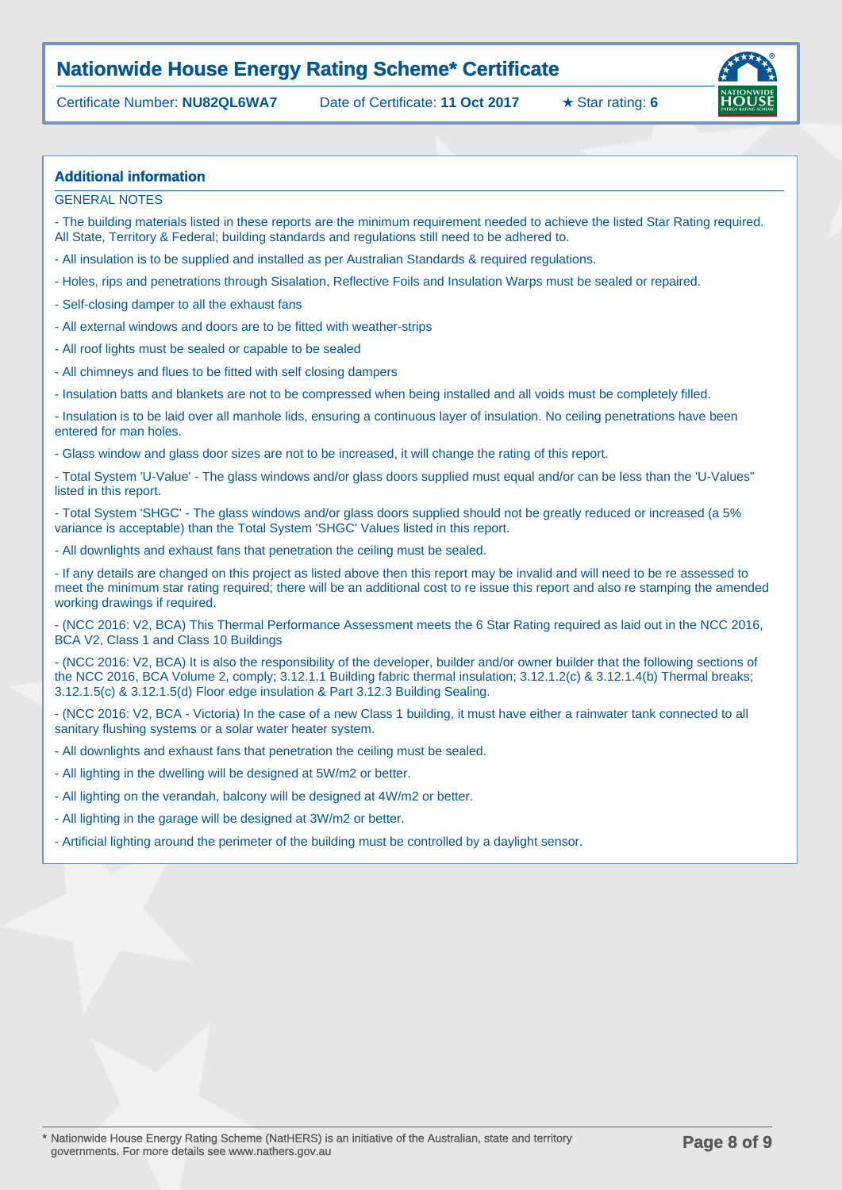# Nationwide House Energy Rating Scheme* Certificate

Certificate Number: **NU82QL6WA7** Date of Certificate: **11 Oct 2017** ★ Star rating: **6**

## Additional information

GENERAL NOTES

- The building materials listed in these reports are the minimum requirement needed to achieve the listed Star Rating required. All State, Territory & Federal; building standards and regulations still need to be adhered to.
- All insulation is to be supplied and installed as per Australian Standards & required regulations.
- Holes, rips and penetrations through Sisalation, Reflective Foils and Insulation Warps must be sealed or repaired.
- Self-closing damper to all the exhaust fans
- All external windows and doors are to be fitted with weather-strips
- All roof lights must be sealed or capable to be sealed
- All chimneys and flues to be fitted with self closing dampers
- Insulation batts and blankets are not to be compressed when being installed and all voids must be completely filled.
- Insulation is to be laid over all manhole lids, ensuring a continuous layer of insulation. No ceiling penetrations have been entered for man holes.
- Glass window and glass door sizes are not to be increased, it will change the rating of this report.
- Total System 'U-Value' - The glass windows and/or glass doors supplied must equal and/or can be less than the 'U-Values" listed in this report.
- Total System 'SHGC' - The glass windows and/or glass doors supplied should not be greatly reduced or increased (a 5% variance is acceptable) than the Total System 'SHGC' Values listed in this report.
- All downlights and exhaust fans that penetration the ceiling must be sealed.
- If any details are changed on this project as listed above then this report may be invalid and will need to be re assessed to meet the minimum star rating required; there will be an additional cost to re issue this report and also re stamping the amended working drawings if required.
- (NCC 2016: V2, BCA) This Thermal Performance Assessment meets the 6 Star Rating required as laid out in the NCC 2016, BCA V2, Class 1 and Class 10 Buildings
- (NCC 2016: V2, BCA) It is also the responsibility of the developer, builder and/or owner builder that the following sections of the NCC 2016, BCA Volume 2, comply; 3.12.1.1 Building fabric thermal insulation; 3.12.1.2(c) & 3.12.1.4(b) Thermal breaks; 3.12.1.5(c) & 3.12.1.5(d) Floor edge insulation & Part 3.12.3 Building Sealing.
- (NCC 2016: V2, BCA - Victoria) In the case of a new Class 1 building, it must have either a rainwater tank connected to all sanitary flushing systems or a solar water heater system.
- All downlights and exhaust fans that penetration the ceiling must be sealed.
- All lighting in the dwelling will be designed at 5W/m2 or better.
- All lighting on the verandah, balcony will be designed at 4W/m2 or better.
- All lighting in the garage will be designed at 3W/m2 or better.
- Artificial lighting around the perimeter of the building must be controlled by a daylight sensor.

\* Nationwide House Energy Rating Scheme (NatHERS) is an initiative of the Australian, state and territory governments. For more details see www.nathers.gov.au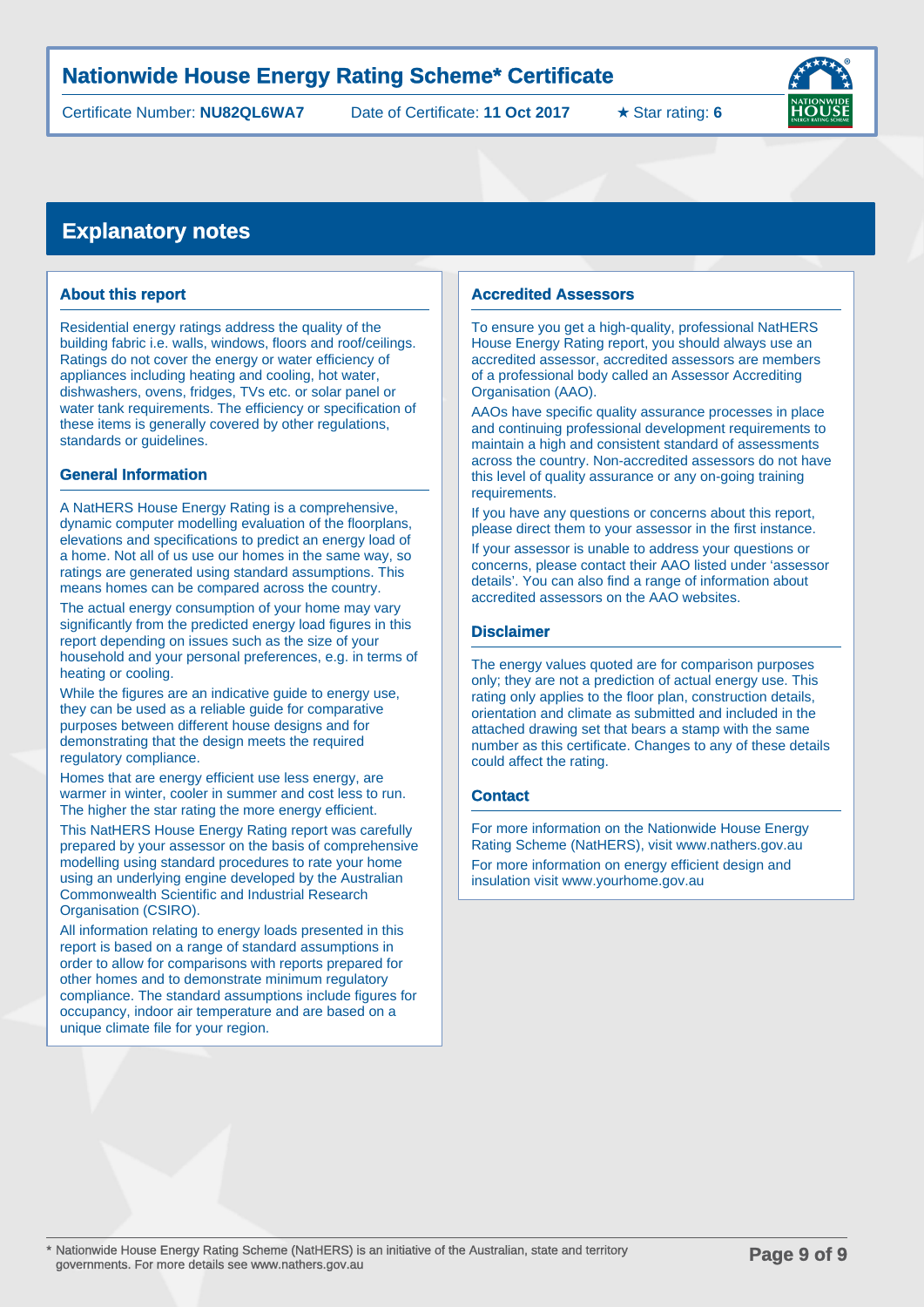# Nationwide House Energy Rating Scheme* Certificate

Certificate Number: **NU82QL6WA7** Date of Certificate: **11 Oct 2017** ★ Star rating: **6**

## Explanatory notes

### About this report

Residential energy ratings address the quality of the building fabric i.e. walls, windows, floors and roof/ceilings. Ratings do not cover the energy or water efficiency of appliances including heating and cooling, hot water, dishwashers, ovens, fridges, TVs etc. or solar panel or water tank requirements. The efficiency or specification of these items is generally covered by other regulations, standards or guidelines.

### General Information

A NatHERS House Energy Rating is a comprehensive, dynamic computer modelling evaluation of the floorplans, elevations and specifications to predict an energy load of a home. Not all of us use our homes in the same way, so ratings are generated using standard assumptions. This means homes can be compared across the country.

The actual energy consumption of your home may vary significantly from the predicted energy load figures in this report depending on issues such as the size of your household and your personal preferences, e.g. in terms of heating or cooling.

While the figures are an indicative guide to energy use, they can be used as a reliable guide for comparative purposes between different house designs and for demonstrating that the design meets the required regulatory compliance.

Homes that are energy efficient use less energy, are warmer in winter, cooler in summer and cost less to run. The higher the star rating the more energy efficient.

This NatHERS House Energy Rating report was carefully prepared by your assessor on the basis of comprehensive modelling using standard procedures to rate your home using an underlying engine developed by the Australian Commonwealth Scientific and Industrial Research Organisation (CSIRO).

All information relating to energy loads presented in this report is based on a range of standard assumptions in order to allow for comparisons with reports prepared for other homes and to demonstrate minimum regulatory compliance. The standard assumptions include figures for occupancy, indoor air temperature and are based on a unique climate file for your region.

### Accredited Assessors

To ensure you get a high-quality, professional NatHERS House Energy Rating report, you should always use an accredited assessor, accredited assessors are members of a professional body called an Assessor Accrediting Organisation (AAO).

AAOs have specific quality assurance processes in place and continuing professional development requirements to maintain a high and consistent standard of assessments across the country. Non-accredited assessors do not have this level of quality assurance or any on-going training requirements.

If you have any questions or concerns about this report, please direct them to your assessor in the first instance.

If your assessor is unable to address your questions or concerns, please contact their AAO listed under 'assessor details'. You can also find a range of information about accredited assessors on the AAO websites.

### Disclaimer

The energy values quoted are for comparison purposes only; they are not a prediction of actual energy use. This rating only applies to the floor plan, construction details, orientation and climate as submitted and included in the attached drawing set that bears a stamp with the same number as this certificate. Changes to any of these details could affect the rating.

### Contact

For more information on the Nationwide House Energy Rating Scheme (NatHERS), visit www.nathers.gov.au

For more information on energy efficient design and insulation visit www.yourhome.gov.au

* Nationwide House Energy Rating Scheme (NatHERS) is an initiative of the Australian, state and territory governments. For more details see www.nathers.gov.au